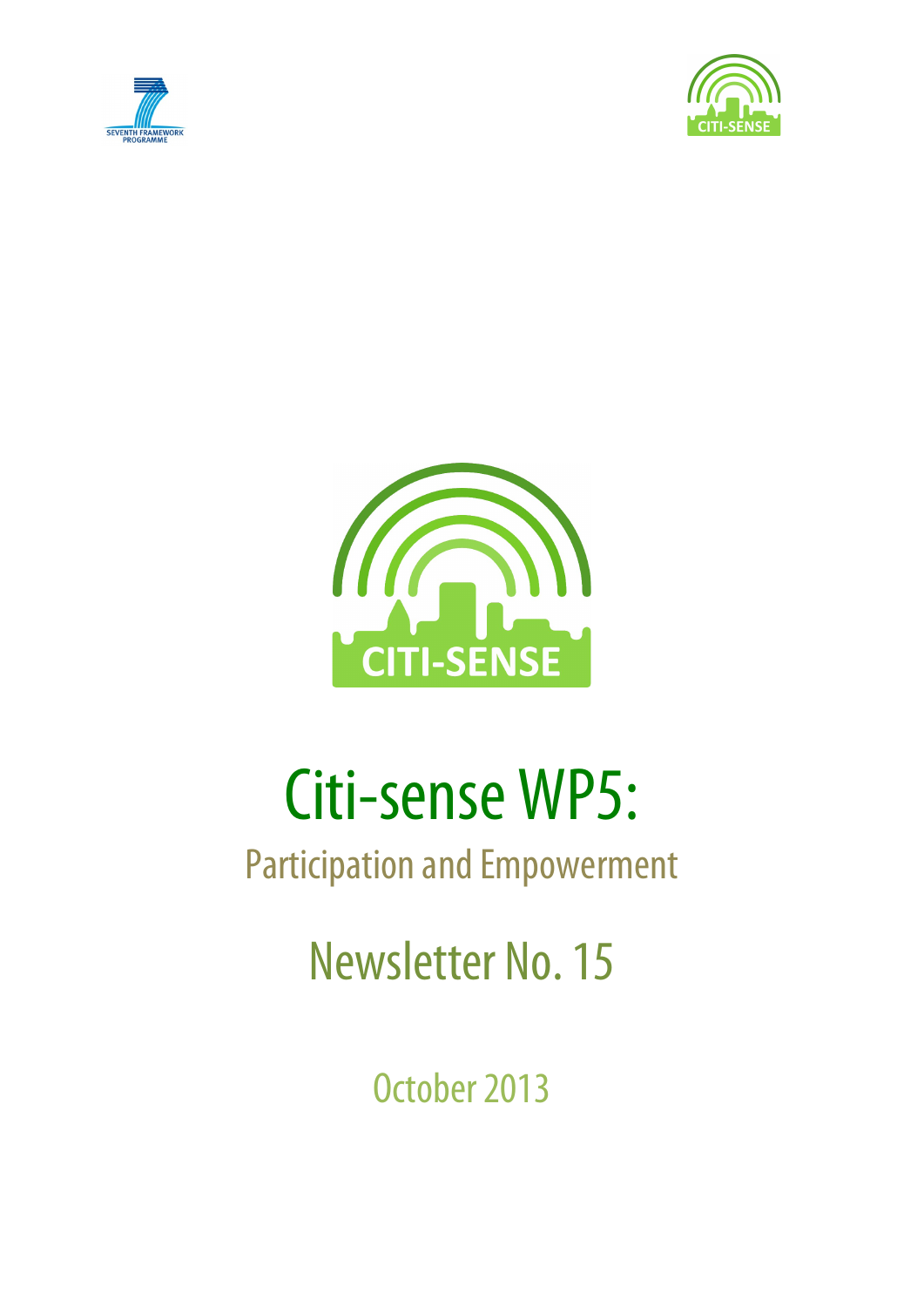# Citi-sense WP5:

## Participation and Empowerment

## Newsletter No. 15

October 2013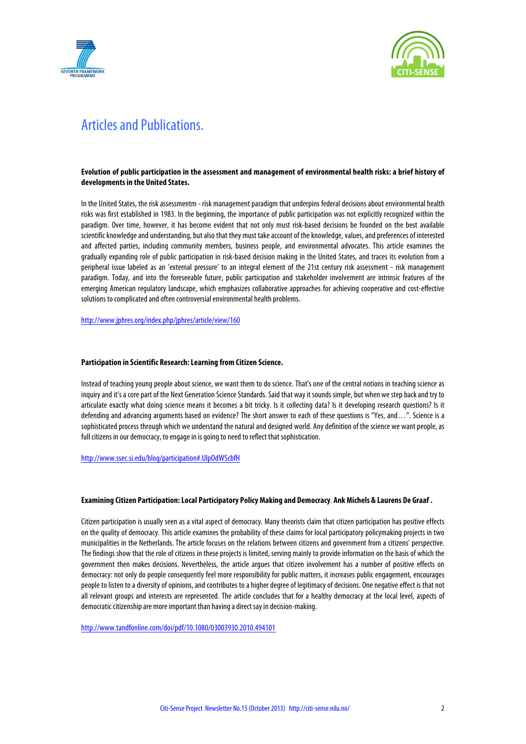# Articles and Publications.

**Evolution of public participation in the assessment and management of environmental health risks: a brief history of developments in the United States.**

In the United States, the risk assessmentm - risk management paradigm that underpins federal decisions about environmental health risks was first established in 1983. In the beginning, the importance of public participation was not explicitly recognized within the paradigm. Over time, however, it has become evident that not only must risk-based decisions be founded on the best available scientific knowledge and understanding, but also that they must take account of the knowledge, values, and preferences of interested and affected parties, including community members, business people, and environmental advocates. This article examines the gradually expanding role of public participation in risk-based decision making in the United States, and traces its evolution from a peripheral issue labeled as an 'external pressure' to an integral element of the 21st century risk assessment - risk management paradigm. Today, and into the foreseeable future, public participation and stakeholder involvement are intrinsic features of the emerging American regulatory landscape, which emphasizes collaborative approaches for achieving cooperative and cost-effective solutions to complicated and often controversial environmental health problems.

http://www.jphres.org/index.php/jphres/article/view/160

**Participation in Scientific Research: Learning from Citizen Science.**

Instead of teaching young people about science, we want them to do science. That's one of the central notions in teaching science as inquiry and it's a core part of the Next Generation Science Standards. Said that way it sounds simple, but when we step back and try to articulate exactly what doing science means it becomes a bit tricky. Is it collecting data? Is it developing research questions? Is it defending and advancing arguments based on evidence? The short answer to each of these questions is "Yes, and…". Science is a sophisticated process through which we understand the natural and designed world. Any definition of the science we want people, as full citizens in our democracy, to engage in is going to need to reflect that sophistication.

http://www.ssec.si.edu/blog/participation#.UlpOdWScbfH

**Examining Citizen Participation: Local Participatory Policy Making and Democracy**. **Ank Michels & Laurens De Graaf .**

Citizen participation is usually seen as a vital aspect of democracy. Many theorists claim that citizen participation has positive effects on the quality of democracy. This article examines the probability of these claims for local participatory policymaking projects in two municipalities in the Netherlands. The article focuses on the relations between citizens and government from a citizens' perspective. The findings show that the role of citizens in these projects is limited, serving mainly to provide information on the basis of which the government then makes decisions. Nevertheless, the article argues that citizen involvement has a number of positive effects on democracy: not only do people consequently feel more responsibility for public matters, it increases public engagement, encourages people to listen to a diversity of opinions, and contributes to a higher degree of legitimacy of decisions. One negative effect is that not all relevant groups and interests are represented. The article concludes that for a healthy democracy at the local level, aspects of democratic citizenship are more important than having a direct say in decision-making.

http://www.tandfonline.com/doi/pdf/10.1080/03003930.2010.494101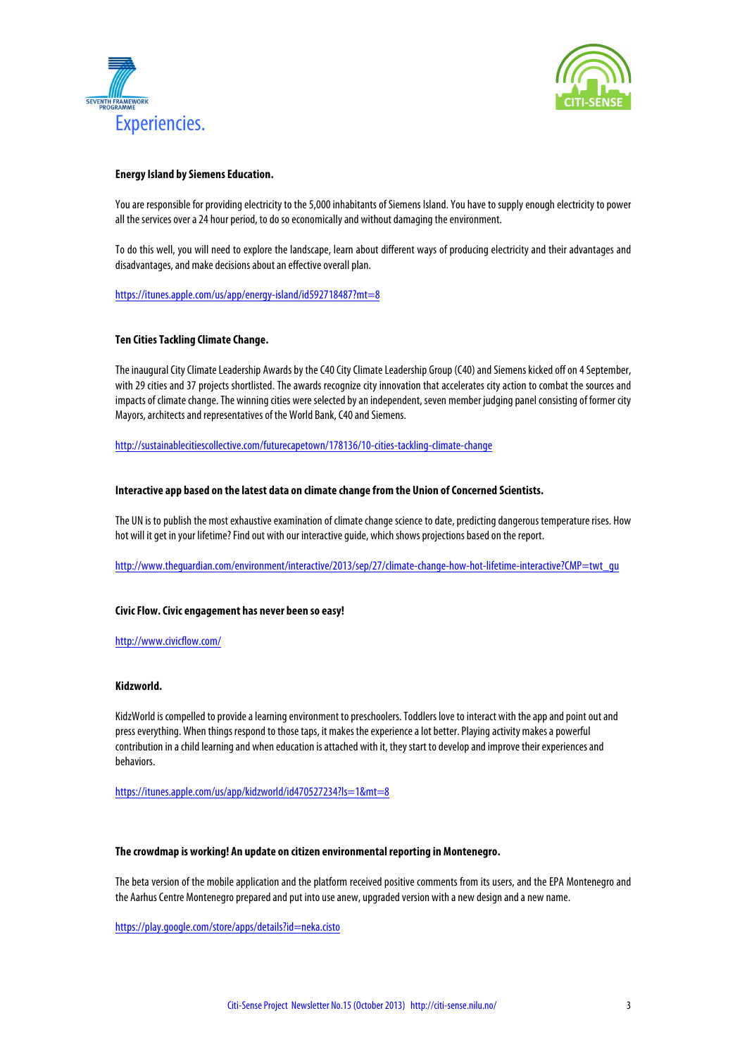# Experiencies.

**Energy Island by Siemens Education.**

You are responsible for providing electricity to the 5,000 inhabitants of Siemens Island. You have to supply enough electricity to power all the services over a 24 hour period, to do so economically and without damaging the environment.

To do this well, you will need to explore the landscape, learn about different ways of producing electricity and their advantages and disadvantages, and make decisions about an effective overall plan.

https://itunes.apple.com/us/app/energy-island/id592718487?mt=8

**Ten Cities Tackling Climate Change.**

The inaugural City Climate Leadership Awards by the C40 City Climate Leadership Group (C40) and Siemens kicked off on 4 September, with 29 cities and 37 projects shortlisted. The awards recognize city innovation that accelerates city action to combat the sources and impacts of climate change. The winning cities were selected by an independent, seven member judging panel consisting of former city Mayors, architects and representatives of the World Bank, C40 and Siemens.

http://sustainablecitiescollective.com/futurecapetown/178136/10-cities-tackling-climate-change

**Interactive app based on the latest data on climate change from the Union of Concerned Scientists.**

The UN is to publish the most exhaustive examination of climate change science to date, predicting dangerous temperature rises. How hot will it get in your lifetime? Find out with our interactive guide, which shows projections based on the report.

http://www.theguardian.com/environment/interactive/2013/sep/27/climate-change-how-hot-lifetime-interactive?CMP=twt_gu

**Civic Flow. Civic engagement has never been so easy!**

http://www.civicflow.com/

**Kidzworld.**

KidzWorld is compelled to provide a learning environment to preschoolers. Toddlers love to interact with the app and point out and press everything. When things respond to those taps, it makes the experience a lot better. Playing activity makes a powerful contribution in a child learning and when education is attached with it, they start to develop and improve their experiences and behaviors.

https://itunes.apple.com/us/app/kidzworld/id470527234?ls=1&mt=8

**The crowdmap is working! An update on citizen environmental reporting in Montenegro.**

The beta version of the mobile application and the platform received positive comments from its users, and the EPA Montenegro and the Aarhus Centre Montenegro prepared and put into use anew, upgraded version with a new design and a new name.

https://play.google.com/store/apps/details?id=neka.cisto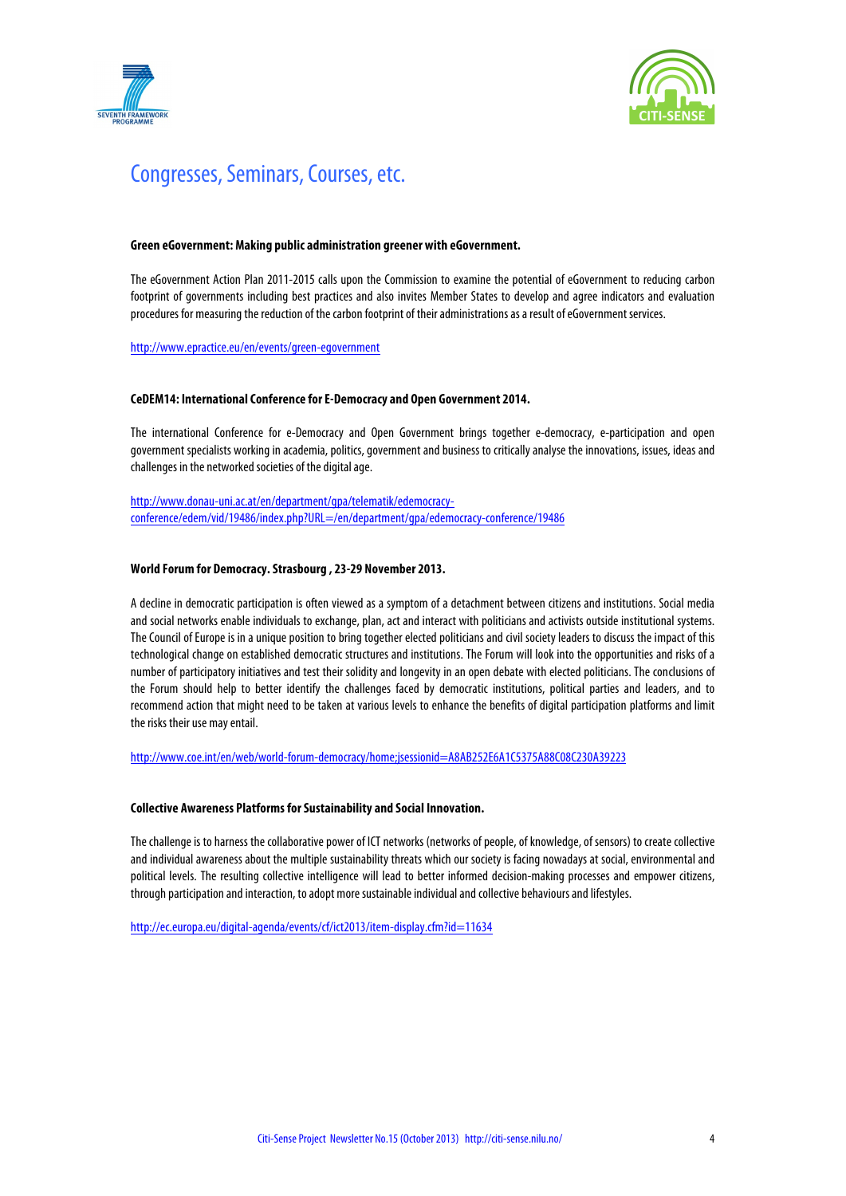# Congresses, Seminars, Courses, etc.

**Green eGovernment: Making public administration greener with eGovernment.**

The eGovernment Action Plan 2011-2015 calls upon the Commission to examine the potential of eGovernment to reducing carbon footprint of governments including best practices and also invites Member States to develop and agree indicators and evaluation procedures for measuring the reduction of the carbon footprint of their administrations as a result of eGovernment services.

http://www.epractice.eu/en/events/green-egovernment

**CeDEM14: International Conference for E-Democracy and Open Government 2014.**

The international Conference for e-Democracy and Open Government brings together e-democracy, e-participation and open government specialists working in academia, politics, government and business to critically analyse the innovations, issues, ideas and challenges in the networked societies of the digital age.

http://www.donau-uni.ac.at/en/department/gpa/telematik/edemocracy-conference/edem/vid/19486/index.php?URL=/en/department/gpa/edemocracy-conference/19486

**World Forum for Democracy. Strasbourg , 23-29 November 2013.**

A decline in democratic participation is often viewed as a symptom of a detachment between citizens and institutions. Social media and social networks enable individuals to exchange, plan, act and interact with politicians and activists outside institutional systems. The Council of Europe is in a unique position to bring together elected politicians and civil society leaders to discuss the impact of this technological change on established democratic structures and institutions. The Forum will look into the opportunities and risks of a number of participatory initiatives and test their solidity and longevity in an open debate with elected politicians. The conclusions of the Forum should help to better identify the challenges faced by democratic institutions, political parties and leaders, and to recommend action that might need to be taken at various levels to enhance the benefits of digital participation platforms and limit the risks their use may entail.

http://www.coe.int/en/web/world-forum-democracy/home;jsessionid=A8AB252E6A1C5375A88C08C230A39223

**Collective Awareness Platforms for Sustainability and Social Innovation.**

The challenge is to harness the collaborative power of ICT networks (networks of people, of knowledge, of sensors) to create collective and individual awareness about the multiple sustainability threats which our society is facing nowadays at social, environmental and political levels. The resulting collective intelligence will lead to better informed decision-making processes and empower citizens, through participation and interaction, to adopt more sustainable individual and collective behaviours and lifestyles.

http://ec.europa.eu/digital-agenda/events/cf/ict2013/item-display.cfm?id=11634